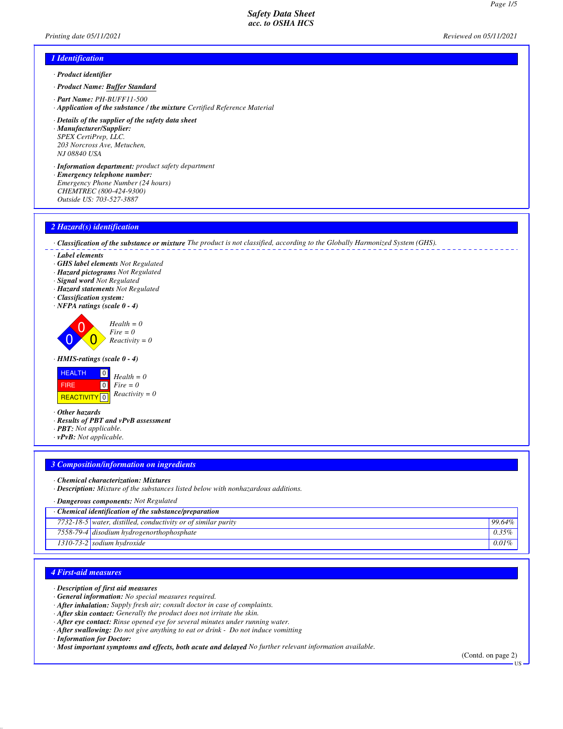# Safety Data Sheet
## acc. to OSHA HCS

Printing date 05/11/2021 | Reviewed on 05/11/2021

## 1 Identification

· **Product identifier**

· **Product Name:** Buffer Standard

· **Part Name:** PH-BUFF11-500

· **Application of the substance / the mixture** Certified Reference Material

· **Details of the supplier of the safety data sheet**

· **Manufacturer/Supplier:**
SPEX CertiPrep, LLC.
203 Norcross Ave, Metuchen,
NJ 08840 USA

· **Information department:** product safety department

· **Emergency telephone number:**
Emergency Phone Number (24 hours)
CHEMTREC (800-424-9300)
Outside US: 703-527-3887

## 2 Hazard(s) identification

· **Classification of the substance or mixture** The product is not classified, according to the Globally Harmonized System (GHS).

· **Label elements**
· **GHS label elements** Not Regulated
· **Hazard pictograms** Not Regulated
· **Signal word** Not Regulated
· **Hazard statements** Not Regulated
· **Classification system:**
· **NFPA ratings (scale 0 - 4)**

Health = 0
Fire = 0
Reactivity = 0

· **HMIS-ratings (scale 0 - 4)**

| | |
|---|---|
| HEALTH | 0 |
| FIRE | 0 |
| REACTIVITY | 0 |

Health = 0
Fire = 0
Reactivity = 0

· **Other hazards**
· **Results of PBT and vPvB assessment**
· **PBT:** Not applicable.
· **vPvB:** Not applicable.

## 3 Composition/information on ingredients

· **Chemical characterization: Mixtures**
· **Description:** Mixture of the substances listed below with nonhazardous additions.

· **Dangerous components:** Not Regulated

· **Chemical identification of the substance/preparation**

| | | |
|---|---|---|
| 7732-18-5 | water, distilled, conductivity or of similar purity | 99.64% |
| 7558-79-4 | disodium hydrogenorthophosphate | 0.35% |
| 1310-73-2 | sodium hydroxide | 0.01% |

## 4 First-aid measures

· **Description of first aid measures**
· **General information:** No special measures required.
· **After inhalation:** Supply fresh air; consult doctor in case of complaints.
· **After skin contact:** Generally the product does not irritate the skin.
· **After eye contact:** Rinse opened eye for several minutes under running water.
· **After swallowing:** Do not give anything to eat or drink - Do not induce vomitting
· **Information for Doctor:**
· **Most important symptoms and effects, both acute and delayed** No further relevant information available.

(Contd. on page 2)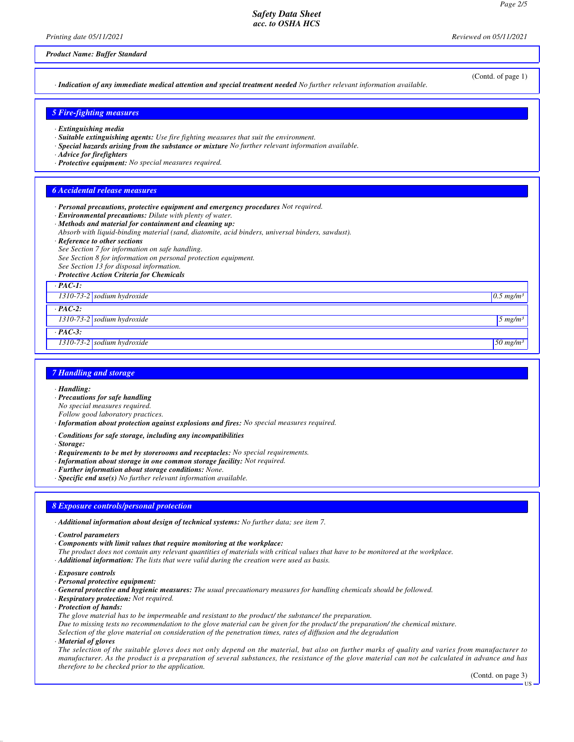**Product Name: Buffer Standard**

(Contd. of page 1)

· ***Indication of any immediate medical attention and special treatment needed*** *No further relevant information available.*

## 5 Fire-fighting measures

· ***Extinguishing media***
· ***Suitable extinguishing agents:*** *Use fire fighting measures that suit the environment.*
· ***Special hazards arising from the substance or mixture*** *No further relevant information available.*
· ***Advice for firefighters***
· ***Protective equipment:*** *No special measures required.*

## 6 Accidental release measures

· ***Personal precautions, protective equipment and emergency procedures*** *Not required.*
· ***Environmental precautions:*** *Dilute with plenty of water.*
· ***Methods and material for containment and cleaning up:***
*Absorb with liquid-binding material (sand, diatomite, acid binders, universal binders, sawdust).*
· ***Reference to other sections***
*See Section 7 for information on safe handling.*
*See Section 8 for information on personal protection equipment.*
*See Section 13 for disposal information.*
· ***Protective Action Criteria for Chemicals***

| · PAC-1: | | |
|---|---|---|
| 1310-73-2 | sodium hydroxide | 0.5 mg/m³ |
| **· PAC-2:** | | |
| 1310-73-2 | sodium hydroxide | 5 mg/m³ |
| **· PAC-3:** | | |
| 1310-73-2 | sodium hydroxide | 50 mg/m³ |

## 7 Handling and storage

· ***Handling:***
· ***Precautions for safe handling***
*No special measures required.*
*Follow good laboratory practices.*
· ***Information about protection against explosions and fires:*** *No special measures required.*

· ***Conditions for safe storage, including any incompatibilities***
· ***Storage:***
· ***Requirements to be met by storerooms and receptacles:*** *No special requirements.*
· ***Information about storage in one common storage facility:*** *Not required.*
· ***Further information about storage conditions:*** *None.*
· ***Specific end use(s)*** *No further relevant information available.*

## 8 Exposure controls/personal protection

· ***Additional information about design of technical systems:*** *No further data; see item 7.*

· ***Control parameters***
· ***Components with limit values that require monitoring at the workplace:***
*The product does not contain any relevant quantities of materials with critical values that have to be monitored at the workplace.*
· ***Additional information:*** *The lists that were valid during the creation were used as basis.*

· ***Exposure controls***
· ***Personal protective equipment:***
· ***General protective and hygienic measures:*** *The usual precautionary measures for handling chemicals should be followed.*
· ***Respiratory protection:*** *Not required.*
· ***Protection of hands:***
*The glove material has to be impermeable and resistant to the product/ the substance/ the preparation.*
*Due to missing tests no recommendation to the glove material can be given for the product/ the preparation/ the chemical mixture.*
*Selection of the glove material on consideration of the penetration times, rates of diffusion and the degradation*
· ***Material of gloves***
*The selection of the suitable gloves does not only depend on the material, but also on further marks of quality and varies from manufacturer to manufacturer. As the product is a preparation of several substances, the resistance of the glove material can not be calculated in advance and has therefore to be checked prior to the application.*

(Contd. on page 3)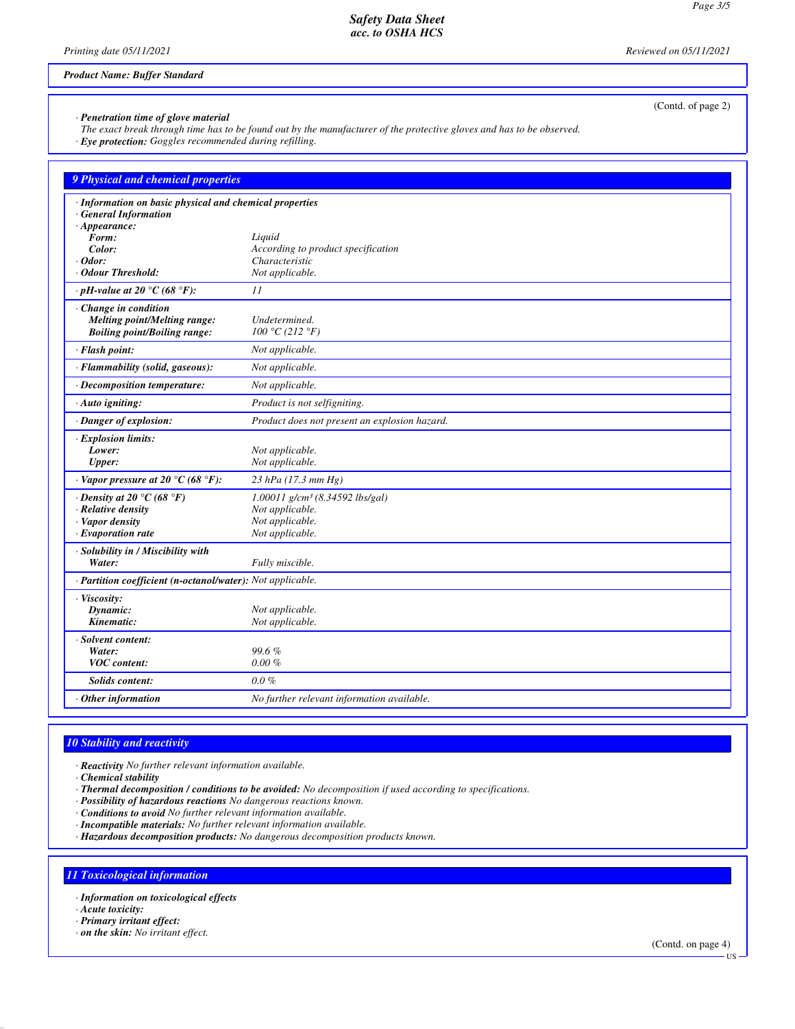*Product Name: Buffer Standard*

(Contd. of page 2)

· ***Penetration time of glove material***
*The exact break through time has to be found out by the manufacturer of the protective gloves and has to be observed.*
· ***Eye protection:*** *Goggles recommended during refilling.*

## 9 Physical and chemical properties

| | |
|---|---|
| · ***Information on basic physical and chemical properties*** | |
| · ***General Information*** | |
| · ***Appearance:*** | |
| ***Form:*** | *Liquid* |
| ***Color:*** | *According to product specification* |
| · ***Odor:*** | *Characteristic* |
| · ***Odour Threshold:*** | *Not applicable.* |
| · ***pH-value at 20 °C (68 °F):*** | *11* |
| · ***Change in condition*** | |
| ***Melting point/Melting range:*** | *Undetermined.* |
| ***Boiling point/Boiling range:*** | *100 °C (212 °F)* |
| · ***Flash point:*** | *Not applicable.* |
| · ***Flammability (solid, gaseous):*** | *Not applicable.* |
| · ***Decomposition temperature:*** | *Not applicable.* |
| · ***Auto igniting:*** | *Product is not selfigniting.* |
| · ***Danger of explosion:*** | *Product does not present an explosion hazard.* |
| · ***Explosion limits:*** | |
| ***Lower:*** | *Not applicable.* |
| ***Upper:*** | *Not applicable.* |
| · ***Vapor pressure at 20 °C (68 °F):*** | *23 hPa (17.3 mm Hg)* |
| · ***Density at 20 °C (68 °F)*** | *1.00011 g/cm³ (8.34592 lbs/gal)* |
| · ***Relative density*** | *Not applicable.* |
| · ***Vapor density*** | *Not applicable.* |
| · ***Evaporation rate*** | *Not applicable.* |
| · ***Solubility in / Miscibility with*** | |
| ***Water:*** | *Fully miscible.* |
| · ***Partition coefficient (n-octanol/water):*** | *Not applicable.* |
| · ***Viscosity:*** | |
| ***Dynamic:*** | *Not applicable.* |
| ***Kinematic:*** | *Not applicable.* |
| · ***Solvent content:*** | |
| ***Water:*** | *99.6 %* |
| ***VOC content:*** | *0.00 %* |
| ***Solids content:*** | *0.0 %* |
| · ***Other information*** | *No further relevant information available.* |

## 10 Stability and reactivity

· ***Reactivity*** *No further relevant information available.*
· ***Chemical stability***
· ***Thermal decomposition / conditions to be avoided:*** *No decomposition if used according to specifications.*
· ***Possibility of hazardous reactions*** *No dangerous reactions known.*
· ***Conditions to avoid*** *No further relevant information available.*
· ***Incompatible materials:*** *No further relevant information available.*
· ***Hazardous decomposition products:*** *No dangerous decomposition products known.*

## 11 Toxicological information

· ***Information on toxicological effects***
· ***Acute toxicity:***
· ***Primary irritant effect:***
· ***on the skin:*** *No irritant effect.*

(Contd. on page 4)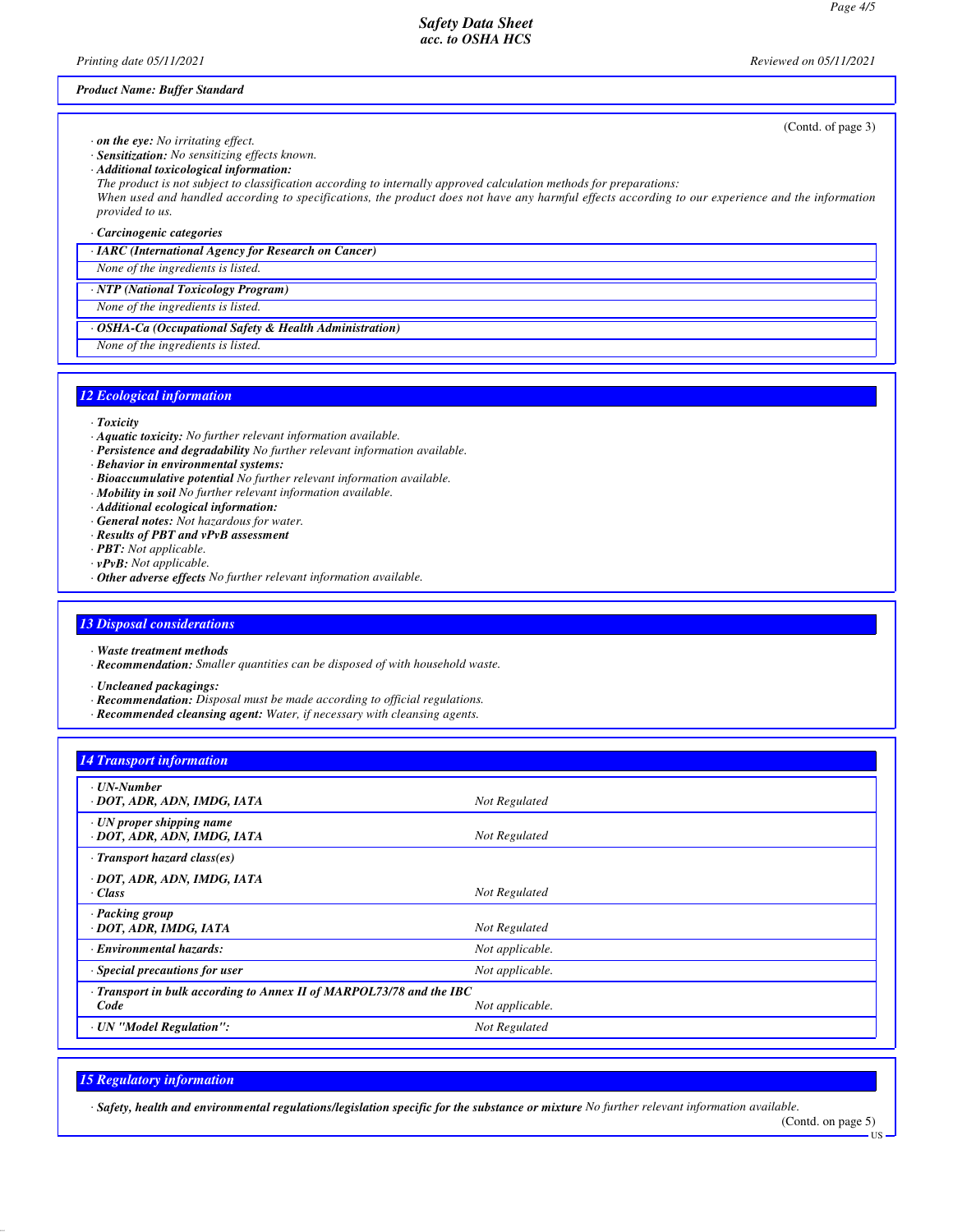Product Name: Buffer Standard

(Contd. of page 3)

· **on the eye:** No irritating effect.
· **Sensitization:** No sensitizing effects known.
· **Additional toxicological information:**
The product is not subject to classification according to internally approved calculation methods for preparations:
When used and handled according to specifications, the product does not have any harmful effects according to our experience and the information provided to us.

· **Carcinogenic categories**

| · IARC (International Agency for Research on Cancer) |
|---|
| None of the ingredients is listed. |

| · NTP (National Toxicology Program) |
|---|
| None of the ingredients is listed. |

| · OSHA-Ca (Occupational Safety & Health Administration) |
|---|
| None of the ingredients is listed. |

## 12 Ecological information

· **Toxicity**
· **Aquatic toxicity:** No further relevant information available.
· **Persistence and degradability** No further relevant information available.
· **Behavior in environmental systems:**
· **Bioaccumulative potential** No further relevant information available.
· **Mobility in soil** No further relevant information available.
· **Additional ecological information:**
· **General notes:** Not hazardous for water.
· **Results of PBT and vPvB assessment**
· **PBT:** Not applicable.
· **vPvB:** Not applicable.
· **Other adverse effects** No further relevant information available.

## 13 Disposal considerations

· **Waste treatment methods**
· **Recommendation:** Smaller quantities can be disposed of with household waste.

· **Uncleaned packagings:**
· **Recommendation:** Disposal must be made according to official regulations.
· **Recommended cleansing agent:** Water, if necessary with cleansing agents.

## 14 Transport information

| | |
|---|---|
| · **UN-Number**<br>· **DOT, ADR, ADN, IMDG, IATA** | Not Regulated |
| · **UN proper shipping name**<br>· **DOT, ADR, ADN, IMDG, IATA** | Not Regulated |
| · **Transport hazard class(es)** | |
| · **DOT, ADR, ADN, IMDG, IATA**<br>· **Class** | Not Regulated |
| · **Packing group**<br>· **DOT, ADR, IMDG, IATA** | Not Regulated |
| · **Environmental hazards:** | Not applicable. |
| · **Special precautions for user** | Not applicable. |
| · **Transport in bulk according to Annex II of MARPOL73/78 and the IBC Code** | Not applicable. |
| · **UN "Model Regulation":** | Not Regulated |

## 15 Regulatory information

· **Safety, health and environmental regulations/legislation specific for the substance or mixture** No further relevant information available.

(Contd. on page 5)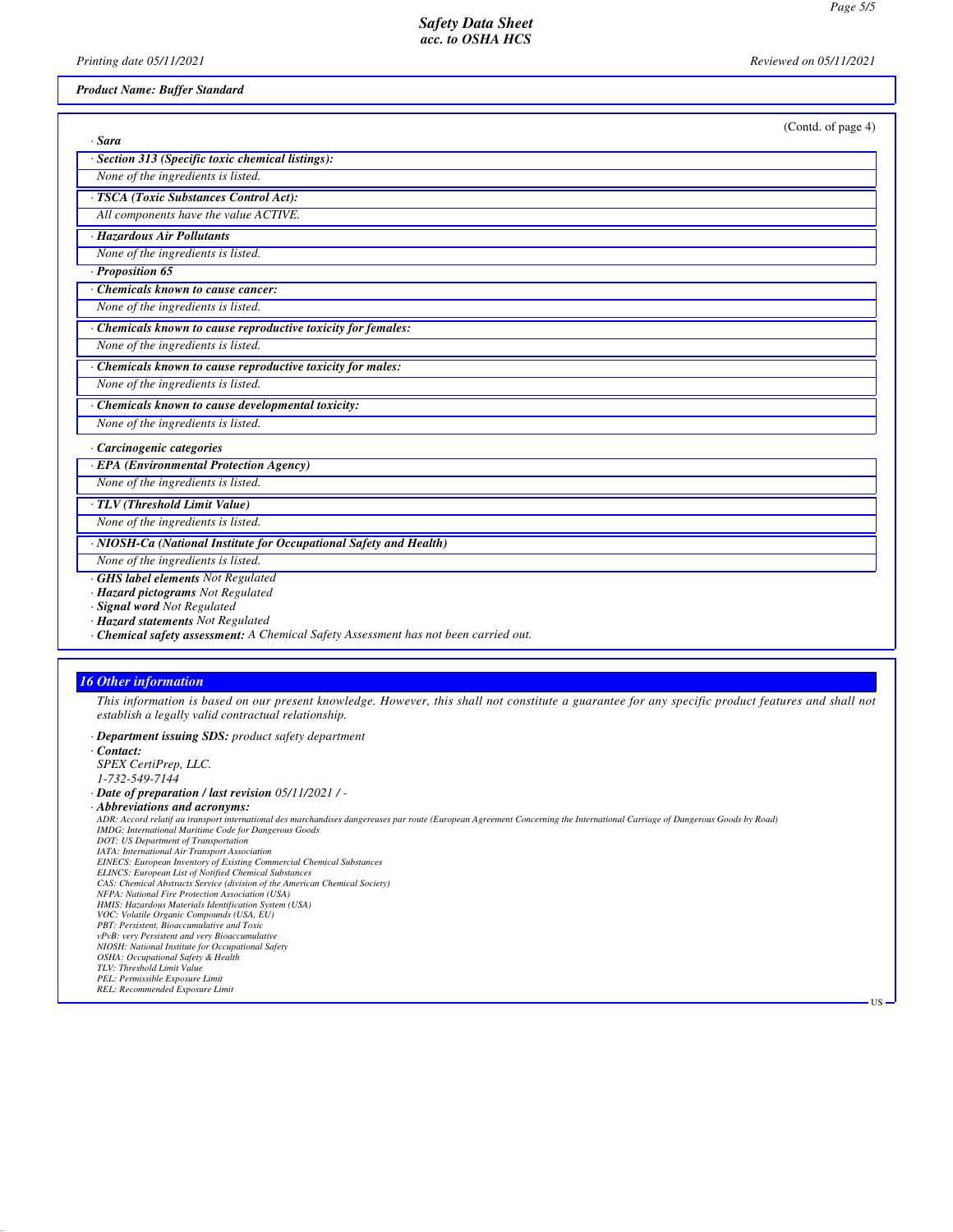*Product Name: Buffer Standard*

(Contd. of page 4)

· **Sara**

· **Section 313 (Specific toxic chemical listings):**

None of the ingredients is listed.

· **TSCA (Toxic Substances Control Act):**

All components have the value ACTIVE.

· **Hazardous Air Pollutants**

None of the ingredients is listed.

· **Proposition 65**

· **Chemicals known to cause cancer:**

None of the ingredients is listed.

· **Chemicals known to cause reproductive toxicity for females:**

None of the ingredients is listed.

· **Chemicals known to cause reproductive toxicity for males:**

None of the ingredients is listed.

· **Chemicals known to cause developmental toxicity:**

None of the ingredients is listed.

· **Carcinogenic categories**

· **EPA (Environmental Protection Agency)**

None of the ingredients is listed.

· **TLV (Threshold Limit Value)**

None of the ingredients is listed.

· **NIOSH-Ca (National Institute for Occupational Safety and Health)**

None of the ingredients is listed.

· **GHS label elements** Not Regulated
· **Hazard pictograms** Not Regulated
· **Signal word** Not Regulated
· **Hazard statements** Not Regulated
· **Chemical safety assessment:** A Chemical Safety Assessment has not been carried out.

## 16 Other information

This information is based on our present knowledge. However, this shall not constitute a guarantee for any specific product features and shall not establish a legally valid contractual relationship.

· **Department issuing SDS:** product safety department
· **Contact:**
SPEX CertiPrep, LLC.
1-732-549-7144
· **Date of preparation / last revision** 05/11/2021 / -
· **Abbreviations and acronyms:**
ADR: Accord relatif au transport international des marchandises dangereuses par route (European Agreement Concerning the International Carriage of Dangerous Goods by Road)
IMDG: International Maritime Code for Dangerous Goods
DOT: US Department of Transportation
IATA: International Air Transport Association
EINECS: European Inventory of Existing Commercial Chemical Substances
ELINCS: European List of Notified Chemical Substances
CAS: Chemical Abstracts Service (division of the American Chemical Society)
NFPA: National Fire Protection Association (USA)
HMIS: Hazardous Materials Identification System (USA)
VOC: Volatile Organic Compounds (USA, EU)
PBT: Persistent, Bioaccumulative and Toxic
vPvB: very Persistent and very Bioaccumulative
NIOSH: National Institute for Occupational Safety
OSHA: Occupational Safety & Health
TLV: Threshold Limit Value
PEL: Permissible Exposure Limit
REL: Recommended Exposure Limit